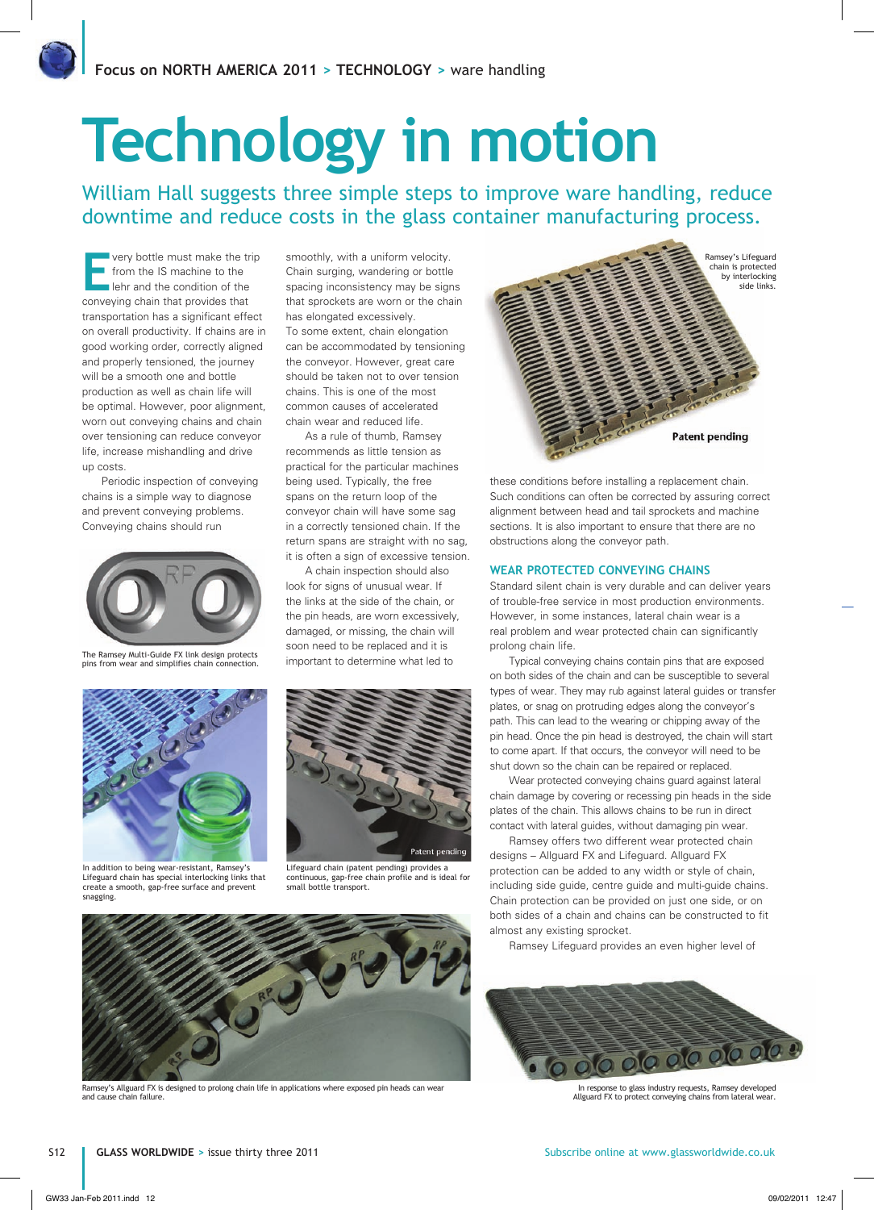# Technology in motion

## William Hall suggests three simple steps to improve ware handling, reduce downtime and reduce costs in the glass container manufacturing process.

Every bottle must make the trip from the IS machine to the lehr and the condition of the conveying chain that provides that transportation has a significant effect on overall productivity. If chains are in good working order, correctly aligned and properly tensioned, the journey will be a smooth one and bottle production as well as chain life will be optimal. However, poor alignment, worn out conveying chains and chain over tensioning can reduce conveyor life, increase mishandling and drive up costs.

Periodic inspection of conveying chains is a simple way to diagnose and prevent conveying problems. Conveying chains should run smoothly, with a uniform velocity. Chain surging, wandering or bottle spacing inconsistency may be signs that sprockets are worn or the chain has elongated excessively. To some extent, chain elongation can be accommodated by tensioning the conveyor. However, great care should be taken not to over tension chains. This is one of the most common causes of accelerated chain wear and reduced life.

As a rule of thumb, Ramsey recommends as little tension as practical for the particular machines being used. Typically, the free spans on the return loop of the conveyor chain will have some sag in a correctly tensioned chain. If the return spans are straight with no sag, it is often a sign of excessive tension.

A chain inspection should also look for signs of unusual wear. If the links at the side of the chain, or the pin heads, are worn excessively, damaged, or missing, the chain will soon need to be replaced and it is important to determine what led to these conditions before installing a replacement chain. Such conditions can often be corrected by assuring correct alignment between head and tail sprockets and machine sections. It is also important to ensure that there are no obstructions along the conveyor path.

The Ramsey Multi-Guide FX link design protects pins from wear and simplifies chain connection.

In addition to being wear-resistant, Ramsey's Lifeguard chain has special interlocking links that create a smooth, gap-free surface and prevent snagging.

Lifeguard chain (patent pending) provides a continuous, gap-free chain profile and is ideal for small bottle transport.

Ramsey's Lifeguard chain is protected by interlocking side links.

### WEAR PROTECTED CONVEYING CHAINS

Standard silent chain is very durable and can deliver years of trouble-free service in most production environments. However, in some instances, lateral chain wear is a real problem and wear protected chain can significantly prolong chain life.

Typical conveying chains contain pins that are exposed on both sides of the chain and can be susceptible to several types of wear. They may rub against lateral guides or transfer plates, or snag on protruding edges along the conveyor's path. This can lead to the wearing or chipping away of the pin head. Once the pin head is destroyed, the chain will start to come apart. If that occurs, the conveyor will need to be shut down so the chain can be repaired or replaced.

Wear protected conveying chains guard against lateral chain damage by covering or recessing pin heads in the side plates of the chain. This allows chains to be run in direct contact with lateral guides, without damaging pin wear.

Ramsey offers two different wear protected chain designs – Allguard FX and Lifeguard. Allguard FX protection can be added to any width or style of chain, including side guide, centre guide and multi-guide chains. Chain protection can be provided on just one side, or on both sides of a chain and chains can be constructed to fit almost any existing sprocket.

Ramsey Lifeguard provides an even higher level of

Ramsey's Allguard FX is designed to prolong chain life in applications where exposed pin heads can wear and cause chain failure.

In response to glass industry requests, Ramsey developed Allguard FX to protect conveying chains from lateral wear.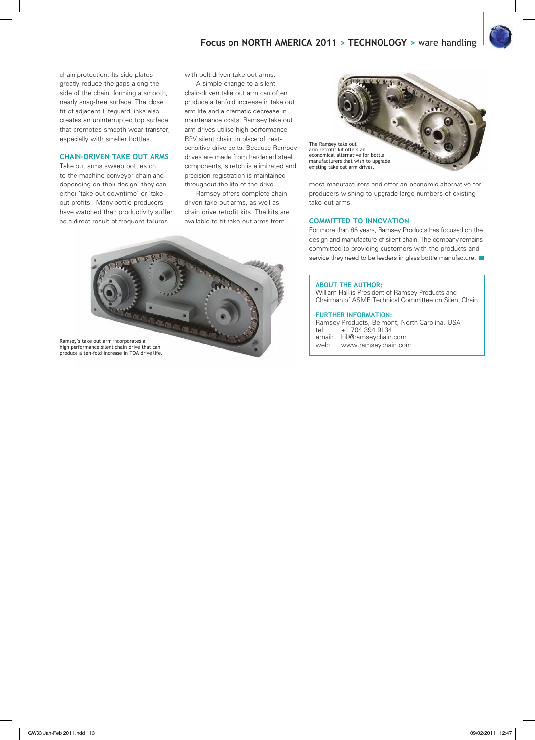chain protection. Its side plates greatly reduce the gaps along the side of the chain, forming a smooth, nearly snag-free surface. The close fit of adjacent Lifeguard links also creates an uninterrupted top surface that promotes smooth wear transfer, especially with smaller bottles.

## CHAIN-DRIVEN TAKE OUT ARMS

Take out arms sweep bottles on to the machine conveyor chain and depending on their design, they can either 'take out downtime' or 'take out profits'. Many bottle producers have watched their productivity suffer as a direct result of frequent failures with belt-driven take out arms.

A simple change to a silent chain-driven take out arm can often produce a tenfold increase in take out arm life and a dramatic decrease in maintenance costs. Ramsey take out arm drives utilise high performance RPV silent chain, in place of heat-sensitive drive belts. Because Ramsey drives are made from hardened steel components, stretch is eliminated and precision registration is maintained throughout the life of the drive.

Ramsey offers complete chain driven take out arms, as well as chain drive retrofit kits. The kits are available to fit take out arms from most manufacturers and offer an economic alternative for producers wishing to upgrade large numbers of existing take out arms.

Ramsey's take out arm incorporates a high performance silent chain drive that can produce a ten-fold increase in TOA drive life.

The Ramsey take out arm retrofit kit offers an economical alternative for bottle manufacturers that wish to upgrade existing take out arm drives.

## COMMITTED TO INNOVATION

For more than 85 years, Ramsey Products has focused on the design and manufacture of silent chain. The company remains committed to providing customers with the products and service they need to be leaders in glass bottle manufacture.

**ABOUT THE AUTHOR:**
William Hall is President of Ramsey Products and Chairman of ASME Technical Committee on Silent Chain

**FURTHER INFORMATION:**
Ramsey Products, Belmont, North Carolina, USA
tel: +1 704 394 9134
email: bill@ramseychain.com
web: www.ramseychain.com